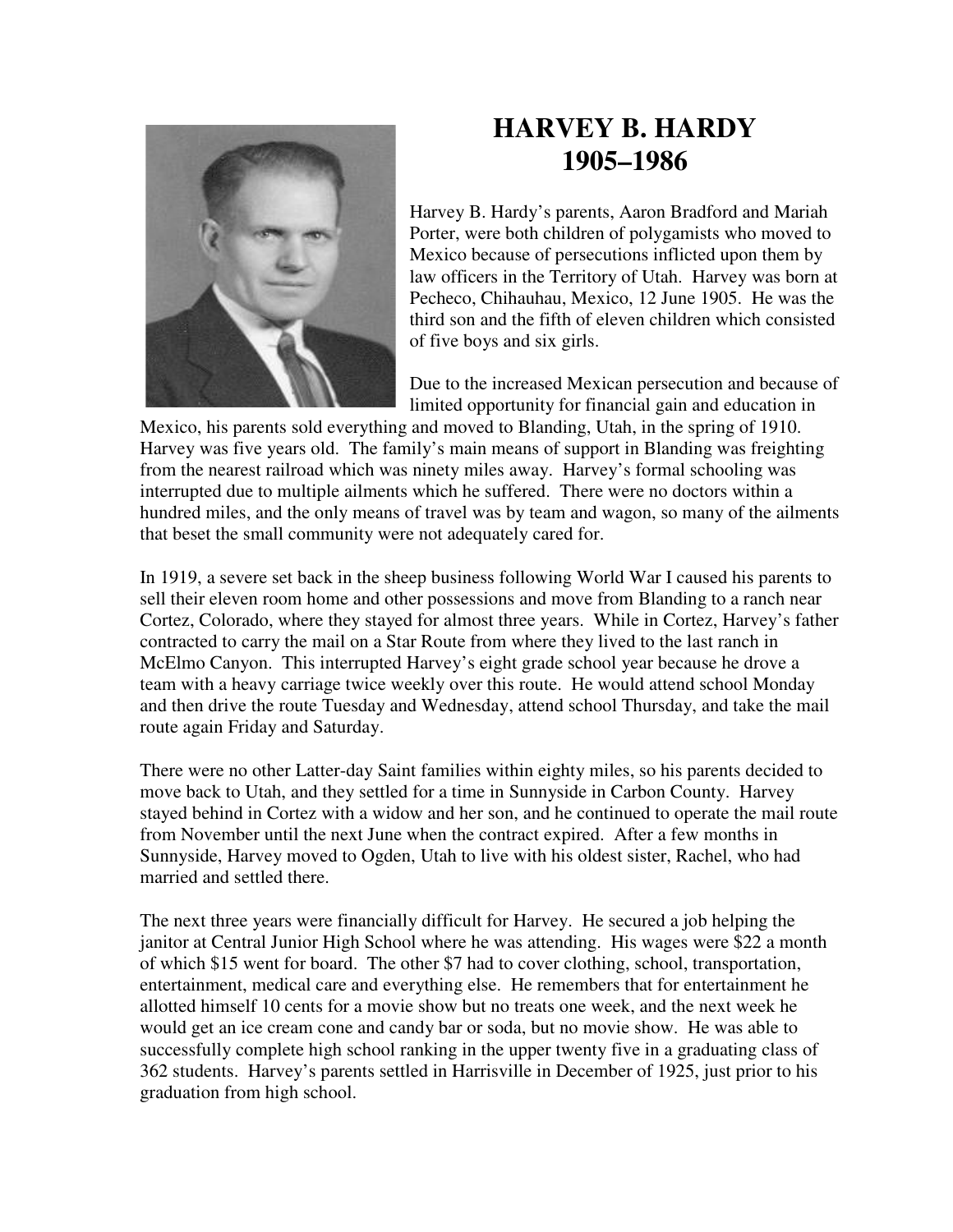# HARVEY B. HARDY
# 1905–1986

Harvey B. Hardy's parents, Aaron Bradford and Mariah Porter, were both children of polygamists who moved to Mexico because of persecutions inflicted upon them by law officers in the Territory of Utah. Harvey was born at Pecheco, Chihauhau, Mexico, 12 June 1905. He was the third son and the fifth of eleven children which consisted of five boys and six girls.

Due to the increased Mexican persecution and because of limited opportunity for financial gain and education in Mexico, his parents sold everything and moved to Blanding, Utah, in the spring of 1910. Harvey was five years old. The family's main means of support in Blanding was freighting from the nearest railroad which was ninety miles away. Harvey's formal schooling was interrupted due to multiple ailments which he suffered. There were no doctors within a hundred miles, and the only means of travel was by team and wagon, so many of the ailments that beset the small community were not adequately cared for.

In 1919, a severe set back in the sheep business following World War I caused his parents to sell their eleven room home and other possessions and move from Blanding to a ranch near Cortez, Colorado, where they stayed for almost three years. While in Cortez, Harvey's father contracted to carry the mail on a Star Route from where they lived to the last ranch in McElmo Canyon. This interrupted Harvey's eight grade school year because he drove a team with a heavy carriage twice weekly over this route. He would attend school Monday and then drive the route Tuesday and Wednesday, attend school Thursday, and take the mail route again Friday and Saturday.

There were no other Latter-day Saint families within eighty miles, so his parents decided to move back to Utah, and they settled for a time in Sunnyside in Carbon County. Harvey stayed behind in Cortez with a widow and her son, and he continued to operate the mail route from November until the next June when the contract expired. After a few months in Sunnyside, Harvey moved to Ogden, Utah to live with his oldest sister, Rachel, who had married and settled there.

The next three years were financially difficult for Harvey. He secured a job helping the janitor at Central Junior High School where he was attending. His wages were $22 a month of which $15 went for board. The other $7 had to cover clothing, school, transportation, entertainment, medical care and everything else. He remembers that for entertainment he allotted himself 10 cents for a movie show but no treats one week, and the next week he would get an ice cream cone and candy bar or soda, but no movie show. He was able to successfully complete high school ranking in the upper twenty five in a graduating class of 362 students. Harvey's parents settled in Harrisville in December of 1925, just prior to his graduation from high school.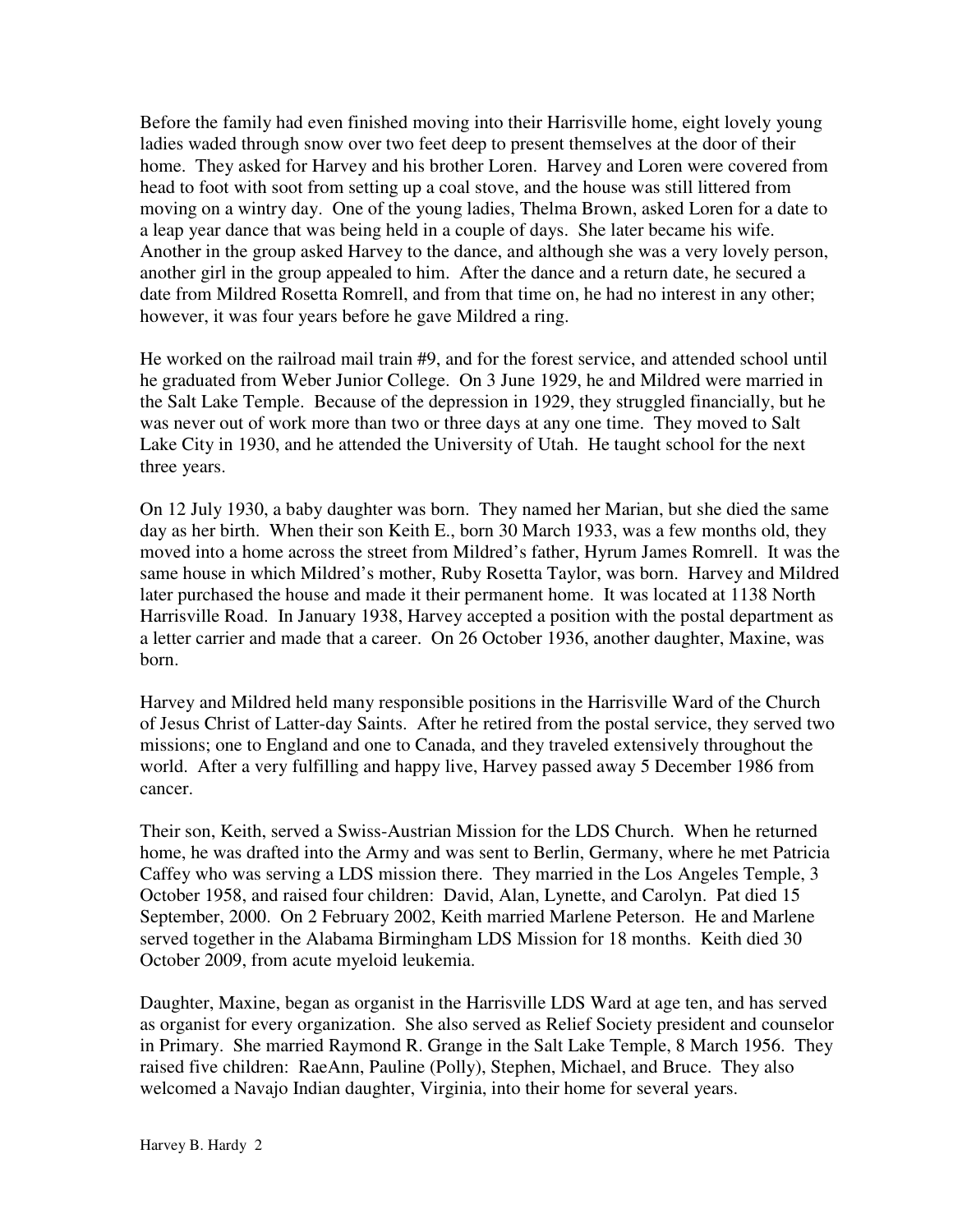Before the family had even finished moving into their Harrisville home, eight lovely young ladies waded through snow over two feet deep to present themselves at the door of their home. They asked for Harvey and his brother Loren. Harvey and Loren were covered from head to foot with soot from setting up a coal stove, and the house was still littered from moving on a wintry day. One of the young ladies, Thelma Brown, asked Loren for a date to a leap year dance that was being held in a couple of days. She later became his wife. Another in the group asked Harvey to the dance, and although she was a very lovely person, another girl in the group appealed to him. After the dance and a return date, he secured a date from Mildred Rosetta Romrell, and from that time on, he had no interest in any other; however, it was four years before he gave Mildred a ring.

He worked on the railroad mail train #9, and for the forest service, and attended school until he graduated from Weber Junior College. On 3 June 1929, he and Mildred were married in the Salt Lake Temple. Because of the depression in 1929, they struggled financially, but he was never out of work more than two or three days at any one time. They moved to Salt Lake City in 1930, and he attended the University of Utah. He taught school for the next three years.

On 12 July 1930, a baby daughter was born. They named her Marian, but she died the same day as her birth. When their son Keith E., born 30 March 1933, was a few months old, they moved into a home across the street from Mildred's father, Hyrum James Romrell. It was the same house in which Mildred's mother, Ruby Rosetta Taylor, was born. Harvey and Mildred later purchased the house and made it their permanent home. It was located at 1138 North Harrisville Road. In January 1938, Harvey accepted a position with the postal department as a letter carrier and made that a career. On 26 October 1936, another daughter, Maxine, was born.

Harvey and Mildred held many responsible positions in the Harrisville Ward of the Church of Jesus Christ of Latter-day Saints. After he retired from the postal service, they served two missions; one to England and one to Canada, and they traveled extensively throughout the world. After a very fulfilling and happy live, Harvey passed away 5 December 1986 from cancer.

Their son, Keith, served a Swiss-Austrian Mission for the LDS Church. When he returned home, he was drafted into the Army and was sent to Berlin, Germany, where he met Patricia Caffey who was serving a LDS mission there. They married in the Los Angeles Temple, 3 October 1958, and raised four children: David, Alan, Lynette, and Carolyn. Pat died 15 September, 2000. On 2 February 2002, Keith married Marlene Peterson. He and Marlene served together in the Alabama Birmingham LDS Mission for 18 months. Keith died 30 October 2009, from acute myeloid leukemia.

Daughter, Maxine, began as organist in the Harrisville LDS Ward at age ten, and has served as organist for every organization. She also served as Relief Society president and counselor in Primary. She married Raymond R. Grange in the Salt Lake Temple, 8 March 1956. They raised five children: RaeAnn, Pauline (Polly), Stephen, Michael, and Bruce. They also welcomed a Navajo Indian daughter, Virginia, into their home for several years.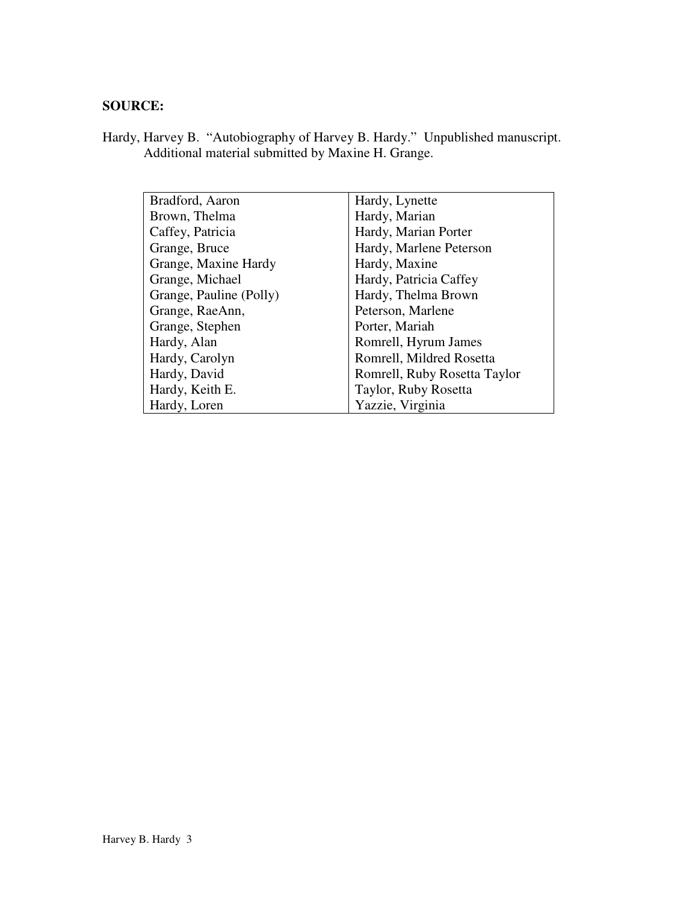**SOURCE:**

Hardy, Harvey B. "Autobiography of Harvey B. Hardy." Unpublished manuscript. Additional material submitted by Maxine H. Grange.

| | |
|---|---|
| Bradford, Aaron | Hardy, Lynette |
| Brown, Thelma | Hardy, Marian |
| Caffey, Patricia | Hardy, Marian Porter |
| Grange, Bruce | Hardy, Marlene Peterson |
| Grange, Maxine Hardy | Hardy, Maxine |
| Grange, Michael | Hardy, Patricia Caffey |
| Grange, Pauline (Polly) | Hardy, Thelma Brown |
| Grange, RaeAnn, | Peterson, Marlene |
| Grange, Stephen | Porter, Mariah |
| Hardy, Alan | Romrell, Hyrum James |
| Hardy, Carolyn | Romrell, Mildred Rosetta |
| Hardy, David | Romrell, Ruby Rosetta Taylor |
| Hardy, Keith E. | Taylor, Ruby Rosetta |
| Hardy, Loren | Yazzie, Virginia |